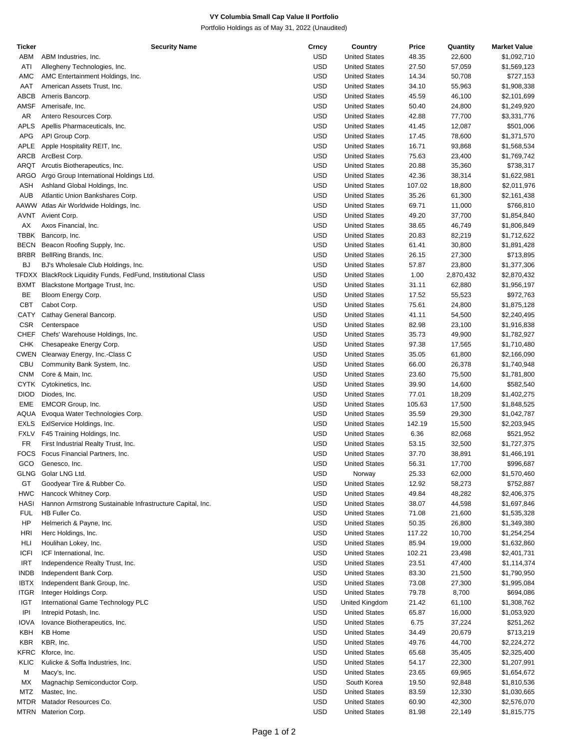# VY Columbia Small Cap Value II Portfolio

Portfolio Holdings as of May 31, 2022 (Unaudited)

| Ticker | Security Name | Crncy | Country | Price | Quantity | Market Value |
|---|---|---|---|---|---|---|
| ABM | ABM Industries, Inc. | USD | United States | 48.35 | 22,600 | $1,092,710 |
| ATI | Allegheny Technologies, Inc. | USD | United States | 27.50 | 57,059 | $1,569,123 |
| AMC | AMC Entertainment Holdings, Inc. | USD | United States | 14.34 | 50,708 | $727,153 |
| AAT | American Assets Trust, Inc. | USD | United States | 34.10 | 55,963 | $1,908,338 |
| ABCB | Ameris Bancorp. | USD | United States | 45.59 | 46,100 | $2,101,699 |
| AMSF | Amerisafe, Inc. | USD | United States | 50.40 | 24,800 | $1,249,920 |
| AR | Antero Resources Corp. | USD | United States | 42.88 | 77,700 | $3,331,776 |
| APLS | Apellis Pharmaceuticals, Inc. | USD | United States | 41.45 | 12,087 | $501,006 |
| APG | API Group Corp. | USD | United States | 17.45 | 78,600 | $1,371,570 |
| APLE | Apple Hospitality REIT, Inc. | USD | United States | 16.71 | 93,868 | $1,568,534 |
| ARCB | ArcBest Corp. | USD | United States | 75.63 | 23,400 | $1,769,742 |
| ARQT | Arcutis Biotherapeutics, Inc. | USD | United States | 20.88 | 35,360 | $738,317 |
| ARGO | Argo Group International Holdings Ltd. | USD | United States | 42.36 | 38,314 | $1,622,981 |
| ASH | Ashland Global Holdings, Inc. | USD | United States | 107.02 | 18,800 | $2,011,976 |
| AUB | Atlantic Union Bankshares Corp. | USD | United States | 35.26 | 61,300 | $2,161,438 |
| AAWW | Atlas Air Worldwide Holdings, Inc. | USD | United States | 69.71 | 11,000 | $766,810 |
| AVNT | Avient Corp. | USD | United States | 49.20 | 37,700 | $1,854,840 |
| AX | Axos Financial, Inc. | USD | United States | 38.65 | 46,749 | $1,806,849 |
| TBBK | Bancorp, Inc. | USD | United States | 20.83 | 82,219 | $1,712,622 |
| BECN | Beacon Roofing Supply, Inc. | USD | United States | 61.41 | 30,800 | $1,891,428 |
| BRBR | BellRing Brands, Inc. | USD | United States | 26.15 | 27,300 | $713,895 |
| BJ | BJ's Wholesale Club Holdings, Inc. | USD | United States | 57.87 | 23,800 | $1,377,306 |
| TFDXX | BlackRock Liquidity Funds, FedFund, Institutional Class | USD | United States | 1.00 | 2,870,432 | $2,870,432 |
| BXMT | Blackstone Mortgage Trust, Inc. | USD | United States | 31.11 | 62,880 | $1,956,197 |
| BE | Bloom Energy Corp. | USD | United States | 17.52 | 55,523 | $972,763 |
| CBT | Cabot Corp. | USD | United States | 75.61 | 24,800 | $1,875,128 |
| CATY | Cathay General Bancorp. | USD | United States | 41.11 | 54,500 | $2,240,495 |
| CSR | Centerspace | USD | United States | 82.98 | 23,100 | $1,916,838 |
| CHEF | Chefs' Warehouse Holdings, Inc. | USD | United States | 35.73 | 49,900 | $1,782,927 |
| CHK | Chesapeake Energy Corp. | USD | United States | 97.38 | 17,565 | $1,710,480 |
| CWEN | Clearway Energy, Inc.-Class C | USD | United States | 35.05 | 61,800 | $2,166,090 |
| CBU | Community Bank System, Inc. | USD | United States | 66.00 | 26,378 | $1,740,948 |
| CNM | Core & Main, Inc. | USD | United States | 23.60 | 75,500 | $1,781,800 |
| CYTK | Cytokinetics, Inc. | USD | United States | 39.90 | 14,600 | $582,540 |
| DIOD | Diodes, Inc. | USD | United States | 77.01 | 18,209 | $1,402,275 |
| EME | EMCOR Group, Inc. | USD | United States | 105.63 | 17,500 | $1,848,525 |
| AQUA | Evoqua Water Technologies Corp. | USD | United States | 35.59 | 29,300 | $1,042,787 |
| EXLS | ExlService Holdings, Inc. | USD | United States | 142.19 | 15,500 | $2,203,945 |
| FXLV | F45 Training Holdings, Inc. | USD | United States | 6.36 | 82,068 | $521,952 |
| FR | First Industrial Realty Trust, Inc. | USD | United States | 53.15 | 32,500 | $1,727,375 |
| FOCS | Focus Financial Partners, Inc. | USD | United States | 37.70 | 38,891 | $1,466,191 |
| GCO | Genesco, Inc. | USD | United States | 56.31 | 17,700 | $996,687 |
| GLNG | Golar LNG Ltd. | USD | Norway | 25.33 | 62,000 | $1,570,460 |
| GT | Goodyear Tire & Rubber Co. | USD | United States | 12.92 | 58,273 | $752,887 |
| HWC | Hancock Whitney Corp. | USD | United States | 49.84 | 48,282 | $2,406,375 |
| HASI | Hannon Armstrong Sustainable Infrastructure Capital, Inc. | USD | United States | 38.07 | 44,598 | $1,697,846 |
| FUL | HB Fuller Co. | USD | United States | 71.08 | 21,600 | $1,535,328 |
| HP | Helmerich & Payne, Inc. | USD | United States | 50.35 | 26,800 | $1,349,380 |
| HRI | Herc Holdings, Inc. | USD | United States | 117.22 | 10,700 | $1,254,254 |
| HLI | Houlihan Lokey, Inc. | USD | United States | 85.94 | 19,000 | $1,632,860 |
| ICFI | ICF International, Inc. | USD | United States | 102.21 | 23,498 | $2,401,731 |
| IRT | Independence Realty Trust, Inc. | USD | United States | 23.51 | 47,400 | $1,114,374 |
| INDB | Independent Bank Corp. | USD | United States | 83.30 | 21,500 | $1,790,950 |
| IBTX | Independent Bank Group, Inc. | USD | United States | 73.08 | 27,300 | $1,995,084 |
| ITGR | Integer Holdings Corp. | USD | United States | 79.78 | 8,700 | $694,086 |
| IGT | International Game Technology PLC | USD | United Kingdom | 21.42 | 61,100 | $1,308,762 |
| IPI | Intrepid Potash, Inc. | USD | United States | 65.87 | 16,000 | $1,053,920 |
| IOVA | Iovance Biotherapeutics, Inc. | USD | United States | 6.75 | 37,224 | $251,262 |
| KBH | KB Home | USD | United States | 34.49 | 20,679 | $713,219 |
| KBR | KBR, Inc. | USD | United States | 49.76 | 44,700 | $2,224,272 |
| KFRC | Kforce, Inc. | USD | United States | 65.68 | 35,405 | $2,325,400 |
| KLIC | Kulicke & Soffa Industries, Inc. | USD | United States | 54.17 | 22,300 | $1,207,991 |
| M | Macy's, Inc. | USD | United States | 23.65 | 69,965 | $1,654,672 |
| MX | Magnachip Semiconductor Corp. | USD | South Korea | 19.50 | 92,848 | $1,810,536 |
| MTZ | Mastec, Inc. | USD | United States | 83.59 | 12,330 | $1,030,665 |
| MTDR | Matador Resources Co. | USD | United States | 60.90 | 42,300 | $2,576,070 |
| MTRN | Materion Corp. | USD | United States | 81.98 | 22,149 | $1,815,775 |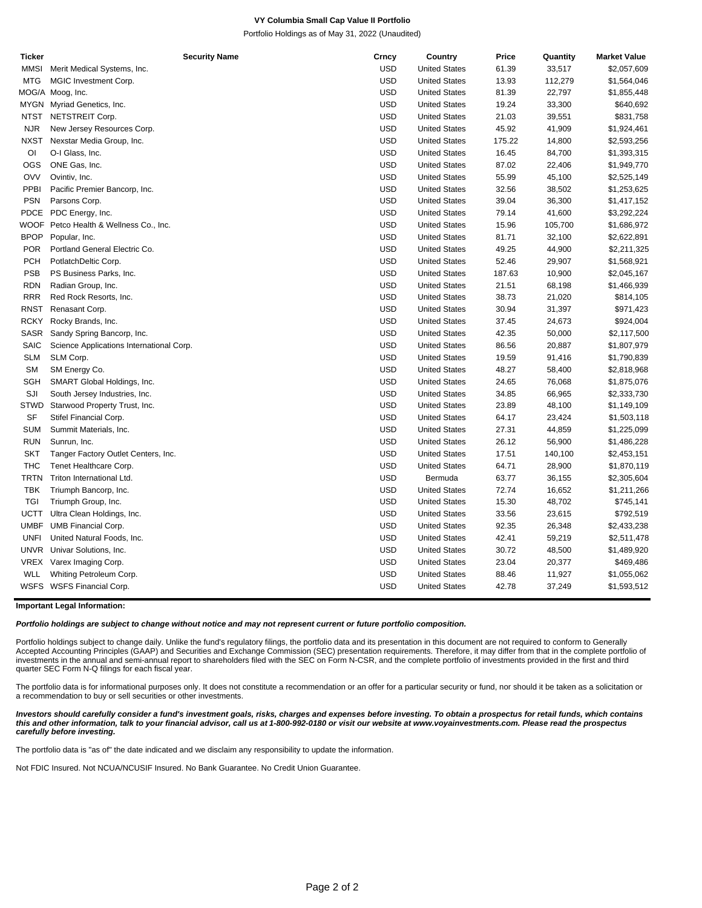**VY Columbia Small Cap Value II Portfolio**

Portfolio Holdings as of May 31, 2022 (Unaudited)

| Ticker | Security Name | Crncy | Country | Price | Quantity | Market Value |
|---|---|---|---|---|---|---|
| MMSI | Merit Medical Systems, Inc. | USD | United States | 61.39 | 33,517 | $2,057,609 |
| MTG | MGIC Investment Corp. | USD | United States | 13.93 | 112,279 | $1,564,046 |
| MOG/A | Moog, Inc. | USD | United States | 81.39 | 22,797 | $1,855,448 |
| MYGN | Myriad Genetics, Inc. | USD | United States | 19.24 | 33,300 | $640,692 |
| NTST | NETSTREIT Corp. | USD | United States | 21.03 | 39,551 | $831,758 |
| NJR | New Jersey Resources Corp. | USD | United States | 45.92 | 41,909 | $1,924,461 |
| NXST | Nexstar Media Group, Inc. | USD | United States | 175.22 | 14,800 | $2,593,256 |
| OI | O-I Glass, Inc. | USD | United States | 16.45 | 84,700 | $1,393,315 |
| OGS | ONE Gas, Inc. | USD | United States | 87.02 | 22,406 | $1,949,770 |
| OVV | Ovintiv, Inc. | USD | United States | 55.99 | 45,100 | $2,525,149 |
| PPBI | Pacific Premier Bancorp, Inc. | USD | United States | 32.56 | 38,502 | $1,253,625 |
| PSN | Parsons Corp. | USD | United States | 39.04 | 36,300 | $1,417,152 |
| PDCE | PDC Energy, Inc. | USD | United States | 79.14 | 41,600 | $3,292,224 |
| WOOF | Petco Health & Wellness Co., Inc. | USD | United States | 15.96 | 105,700 | $1,686,972 |
| BPOP | Popular, Inc. | USD | United States | 81.71 | 32,100 | $2,622,891 |
| POR | Portland General Electric Co. | USD | United States | 49.25 | 44,900 | $2,211,325 |
| PCH | PotlatchDeltic Corp. | USD | United States | 52.46 | 29,907 | $1,568,921 |
| PSB | PS Business Parks, Inc. | USD | United States | 187.63 | 10,900 | $2,045,167 |
| RDN | Radian Group, Inc. | USD | United States | 21.51 | 68,198 | $1,466,939 |
| RRR | Red Rock Resorts, Inc. | USD | United States | 38.73 | 21,020 | $814,105 |
| RNST | Renasant Corp. | USD | United States | 30.94 | 31,397 | $971,423 |
| RCKY | Rocky Brands, Inc. | USD | United States | 37.45 | 24,673 | $924,004 |
| SASR | Sandy Spring Bancorp, Inc. | USD | United States | 42.35 | 50,000 | $2,117,500 |
| SAIC | Science Applications International Corp. | USD | United States | 86.56 | 20,887 | $1,807,979 |
| SLM | SLM Corp. | USD | United States | 19.59 | 91,416 | $1,790,839 |
| SM | SM Energy Co. | USD | United States | 48.27 | 58,400 | $2,818,968 |
| SGH | SMART Global Holdings, Inc. | USD | United States | 24.65 | 76,068 | $1,875,076 |
| SJI | South Jersey Industries, Inc. | USD | United States | 34.85 | 66,965 | $2,333,730 |
| STWD | Starwood Property Trust, Inc. | USD | United States | 23.89 | 48,100 | $1,149,109 |
| SF | Stifel Financial Corp. | USD | United States | 64.17 | 23,424 | $1,503,118 |
| SUM | Summit Materials, Inc. | USD | United States | 27.31 | 44,859 | $1,225,099 |
| RUN | Sunrun, Inc. | USD | United States | 26.12 | 56,900 | $1,486,228 |
| SKT | Tanger Factory Outlet Centers, Inc. | USD | United States | 17.51 | 140,100 | $2,453,151 |
| THC | Tenet Healthcare Corp. | USD | United States | 64.71 | 28,900 | $1,870,119 |
| TRTN | Triton International Ltd. | USD | Bermuda | 63.77 | 36,155 | $2,305,604 |
| TBK | Triumph Bancorp, Inc. | USD | United States | 72.74 | 16,652 | $1,211,266 |
| TGI | Triumph Group, Inc. | USD | United States | 15.30 | 48,702 | $745,141 |
| UCTT | Ultra Clean Holdings, Inc. | USD | United States | 33.56 | 23,615 | $792,519 |
| UMBF | UMB Financial Corp. | USD | United States | 92.35 | 26,348 | $2,433,238 |
| UNFI | United Natural Foods, Inc. | USD | United States | 42.41 | 59,219 | $2,511,478 |
| UNVR | Univar Solutions, Inc. | USD | United States | 30.72 | 48,500 | $1,489,920 |
| VREX | Varex Imaging Corp. | USD | United States | 23.04 | 20,377 | $469,486 |
| WLL | Whiting Petroleum Corp. | USD | United States | 88.46 | 11,927 | $1,055,062 |
| WSFS | WSFS Financial Corp. | USD | United States | 42.78 | 37,249 | $1,593,512 |

**Important Legal Information:**

***Portfolio holdings are subject to change without notice and may not represent current or future portfolio composition.***

Portfolio holdings subject to change daily. Unlike the fund's regulatory filings, the portfolio data and its presentation in this document are not required to conform to Generally Accepted Accounting Principles (GAAP) and Securities and Exchange Commission (SEC) presentation requirements. Therefore, it may differ from that in the complete portfolio of investments in the annual and semi-annual report to shareholders filed with the SEC on Form N-CSR, and the complete portfolio of investments provided in the first and third quarter SEC Form N-Q filings for each fiscal year.

The portfolio data is for informational purposes only. It does not constitute a recommendation or an offer for a particular security or fund, nor should it be taken as a solicitation or a recommendation to buy or sell securities or other investments.

***Investors should carefully consider a fund's investment goals, risks, charges and expenses before investing. To obtain a prospectus for retail funds, which contains this and other information, talk to your financial advisor, call us at 1-800-992-0180 or visit our website at www.voyainvestments.com. Please read the prospectus carefully before investing.***

The portfolio data is "as of" the date indicated and we disclaim any responsibility to update the information.

Not FDIC Insured. Not NCUA/NCUSIF Insured. No Bank Guarantee. No Credit Union Guarantee.